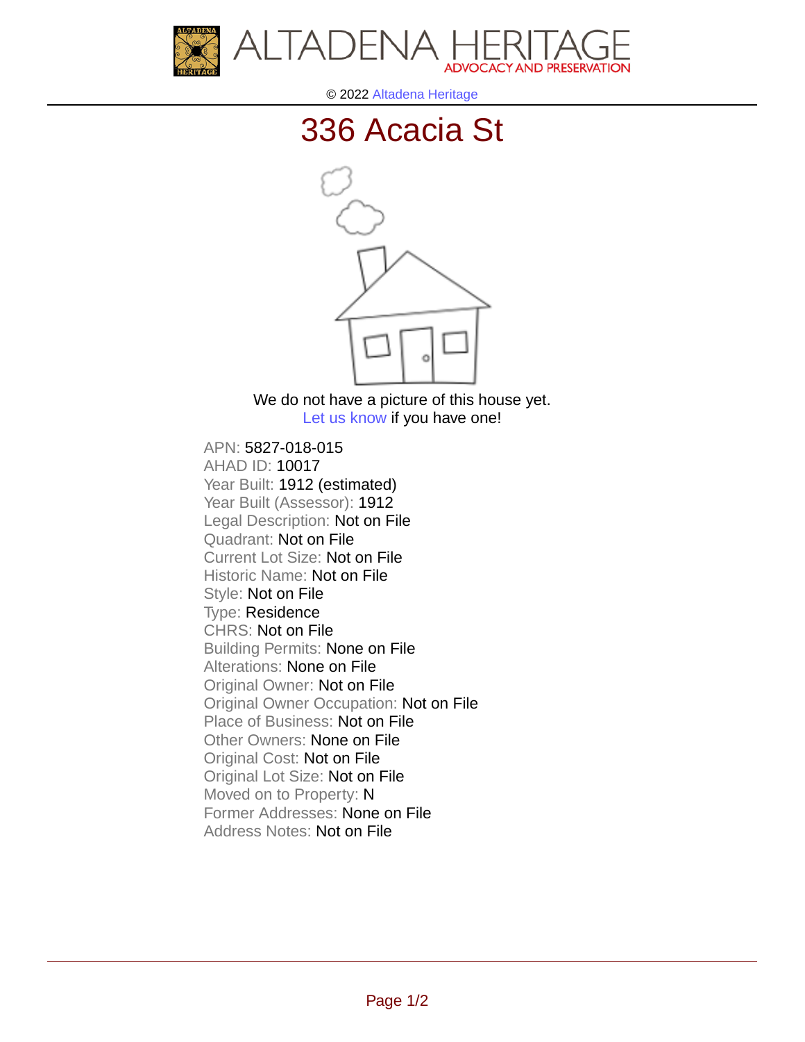© 2022 Altadena Heritage

# 336 Acacia St

We do not have a picture of this house yet.
Let us know if you have one!

APN: 5827-018-015
AHAD ID: 10017
Year Built: 1912 (estimated)
Year Built (Assessor): 1912
Legal Description: Not on File
Quadrant: Not on File
Current Lot Size: Not on File
Historic Name: Not on File
Style: Not on File
Type: Residence
CHRS: Not on File
Building Permits: None on File
Alterations: None on File
Original Owner: Not on File
Original Owner Occupation: Not on File
Place of Business: Not on File
Other Owners: None on File
Original Cost: Not on File
Original Lot Size: Not on File
Moved on to Property: N
Former Addresses: None on File
Address Notes: Not on File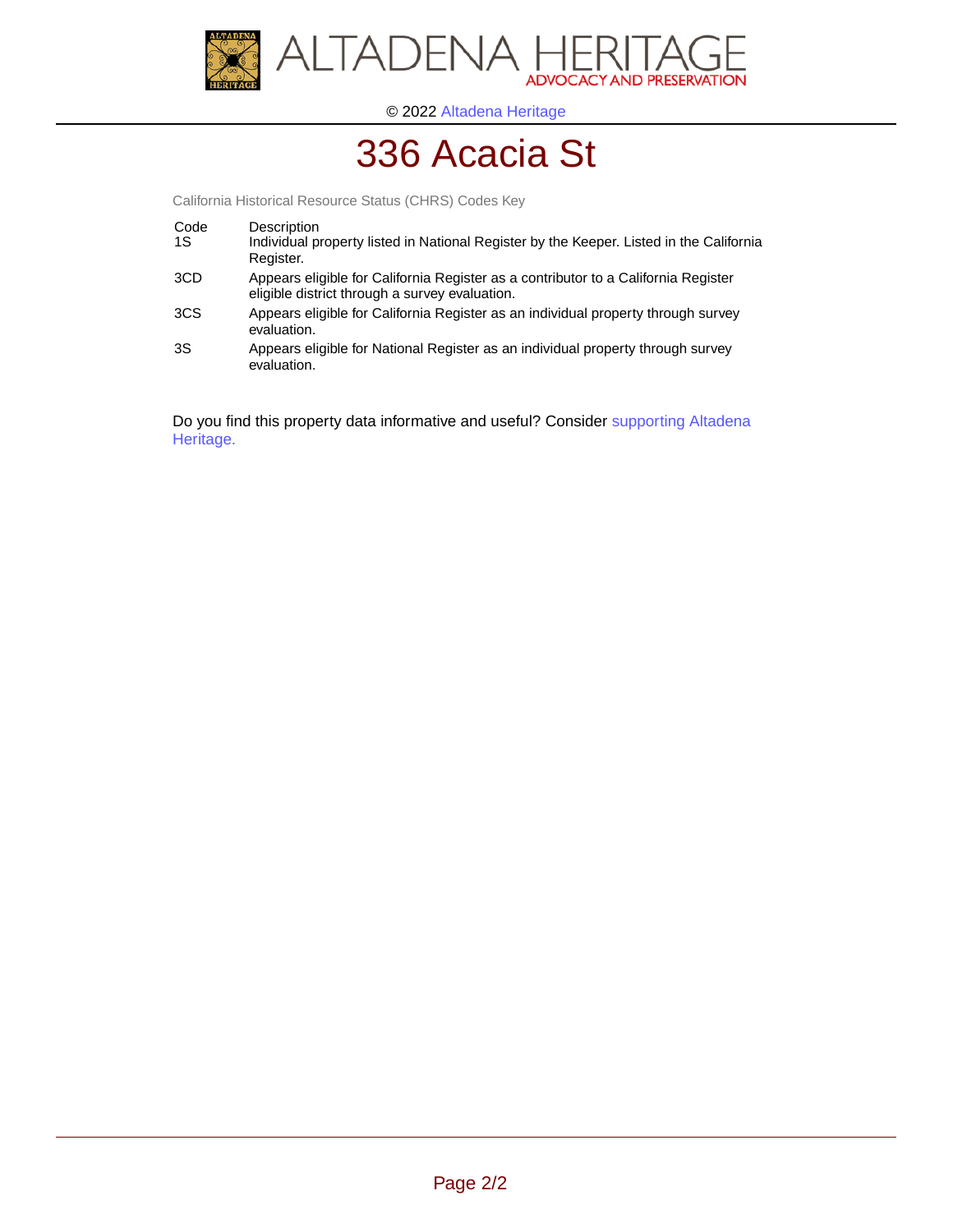ALTADENA HERITAGE
ADVOCACY AND PRESERVATION

© 2022 Altadena Heritage

# 336 Acacia St

California Historical Resource Status (CHRS) Codes Key

| Code | Description |
|---|---|
| 1S | Individual property listed in National Register by the Keeper. Listed in the California Register. |
| 3CD | Appears eligible for California Register as a contributor to a California Register eligible district through a survey evaluation. |
| 3CS | Appears eligible for California Register as an individual property through survey evaluation. |
| 3S | Appears eligible for National Register as an individual property through survey evaluation. |

Do you find this property data informative and useful? Consider supporting Altadena Heritage.